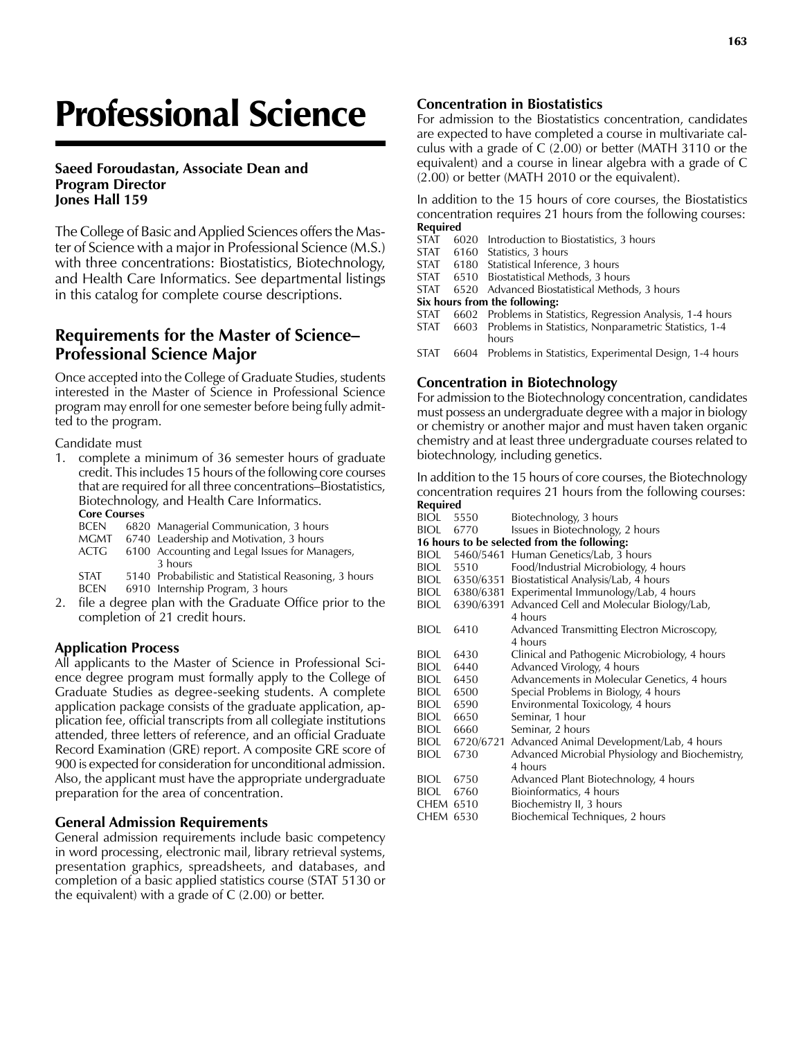# Professional Science

**Saeed Foroudastan, Associate Dean and Program Director**
**Jones Hall 159**

The College of Basic and Applied Sciences offers the Master of Science with a major in Professional Science (M.S.) with three concentrations: Biostatistics, Biotechnology, and Health Care Informatics. See departmental listings in this catalog for complete course descriptions.

## Requirements for the Master of Science–Professional Science Major

Once accepted into the College of Graduate Studies, students interested in the Master of Science in Professional Science program may enroll for one semester before being fully admitted to the program.

Candidate must

1. complete a minimum of 36 semester hours of graduate credit. This includes 15 hours of the following core courses that are required for all three concentrations–Biostatistics, Biotechnology, and Health Care Informatics.

   **Core Courses**

   | | | |
   |---|---|---|
   | BCEN | 6820 | Managerial Communication, 3 hours |
   | MGMT | 6740 | Leadership and Motivation, 3 hours |
   | ACTG | 6100 | Accounting and Legal Issues for Managers, 3 hours |
   | STAT | 5140 | Probabilistic and Statistical Reasoning, 3 hours |
   | BCEN | 6910 | Internship Program, 3 hours |

2. file a degree plan with the Graduate Office prior to the completion of 21 credit hours.

### Application Process

All applicants to the Master of Science in Professional Science degree program must formally apply to the College of Graduate Studies as degree-seeking students. A complete application package consists of the graduate application, application fee, official transcripts from all collegiate institutions attended, three letters of reference, and an official Graduate Record Examination (GRE) report. A composite GRE score of 900 is expected for consideration for unconditional admission. Also, the applicant must have the appropriate undergraduate preparation for the area of concentration.

### General Admission Requirements

General admission requirements include basic competency in word processing, electronic mail, library retrieval systems, presentation graphics, spreadsheets, and databases, and completion of a basic applied statistics course (STAT 5130 or the equivalent) with a grade of C (2.00) or better.

### Concentration in Biostatistics

For admission to the Biostatistics concentration, candidates are expected to have completed a course in multivariate calculus with a grade of C (2.00) or better (MATH 3110 or the equivalent) and a course in linear algebra with a grade of C (2.00) or better (MATH 2010 or the equivalent).

In addition to the 15 hours of core courses, the Biostatistics concentration requires 21 hours from the following courses:

**Required**

| | | |
|---|---|---|
| STAT | 6020 | Introduction to Biostatistics, 3 hours |
| STAT | 6160 | Statistics, 3 hours |
| STAT | 6180 | Statistical Inference, 3 hours |
| STAT | 6510 | Biostatistical Methods, 3 hours |
| STAT | 6520 | Advanced Biostatistical Methods, 3 hours |

**Six hours from the following:**

| | | |
|---|---|---|
| STAT | 6602 | Problems in Statistics, Regression Analysis, 1-4 hours |
| STAT | 6603 | Problems in Statistics, Nonparametric Statistics, 1-4 hours |
| STAT | 6604 | Problems in Statistics, Experimental Design, 1-4 hours |

### Concentration in Biotechnology

For admission to the Biotechnology concentration, candidates must possess an undergraduate degree with a major in biology or chemistry or another major and must haven taken organic chemistry and at least three undergraduate courses related to biotechnology, including genetics.

In addition to the 15 hours of core courses, the Biotechnology concentration requires 21 hours from the following courses:

**Required**

| | | |
|---|---|---|
| BIOL | 5550 | Biotechnology, 3 hours |
| BIOL | 6770 | Issues in Biotechnology, 2 hours |

**16 hours to be selected from the following:**

| | | |
|---|---|---|
| BIOL | 5460/5461 | Human Genetics/Lab, 3 hours |
| BIOL | 5510 | Food/Industrial Microbiology, 4 hours |
| BIOL | 6350/6351 | Biostatistical Analysis/Lab, 4 hours |
| BIOL | 6380/6381 | Experimental Immunology/Lab, 4 hours |
| BIOL | 6390/6391 | Advanced Cell and Molecular Biology/Lab, 4 hours |
| BIOL | 6410 | Advanced Transmitting Electron Microscopy, 4 hours |
| BIOL | 6430 | Clinical and Pathogenic Microbiology, 4 hours |
| BIOL | 6440 | Advanced Virology, 4 hours |
| BIOL | 6450 | Advancements in Molecular Genetics, 4 hours |
| BIOL | 6500 | Special Problems in Biology, 4 hours |
| BIOL | 6590 | Environmental Toxicology, 4 hours |
| BIOL | 6650 | Seminar, 1 hour |
| BIOL | 6660 | Seminar, 2 hours |
| BIOL | 6720/6721 | Advanced Animal Development/Lab, 4 hours |
| BIOL | 6730 | Advanced Microbial Physiology and Biochemistry, 4 hours |
| BIOL | 6750 | Advanced Plant Biotechnology, 4 hours |
| BIOL | 6760 | Bioinformatics, 4 hours |
| CHEM | 6510 | Biochemistry II, 3 hours |
| CHEM | 6530 | Biochemical Techniques, 2 hours |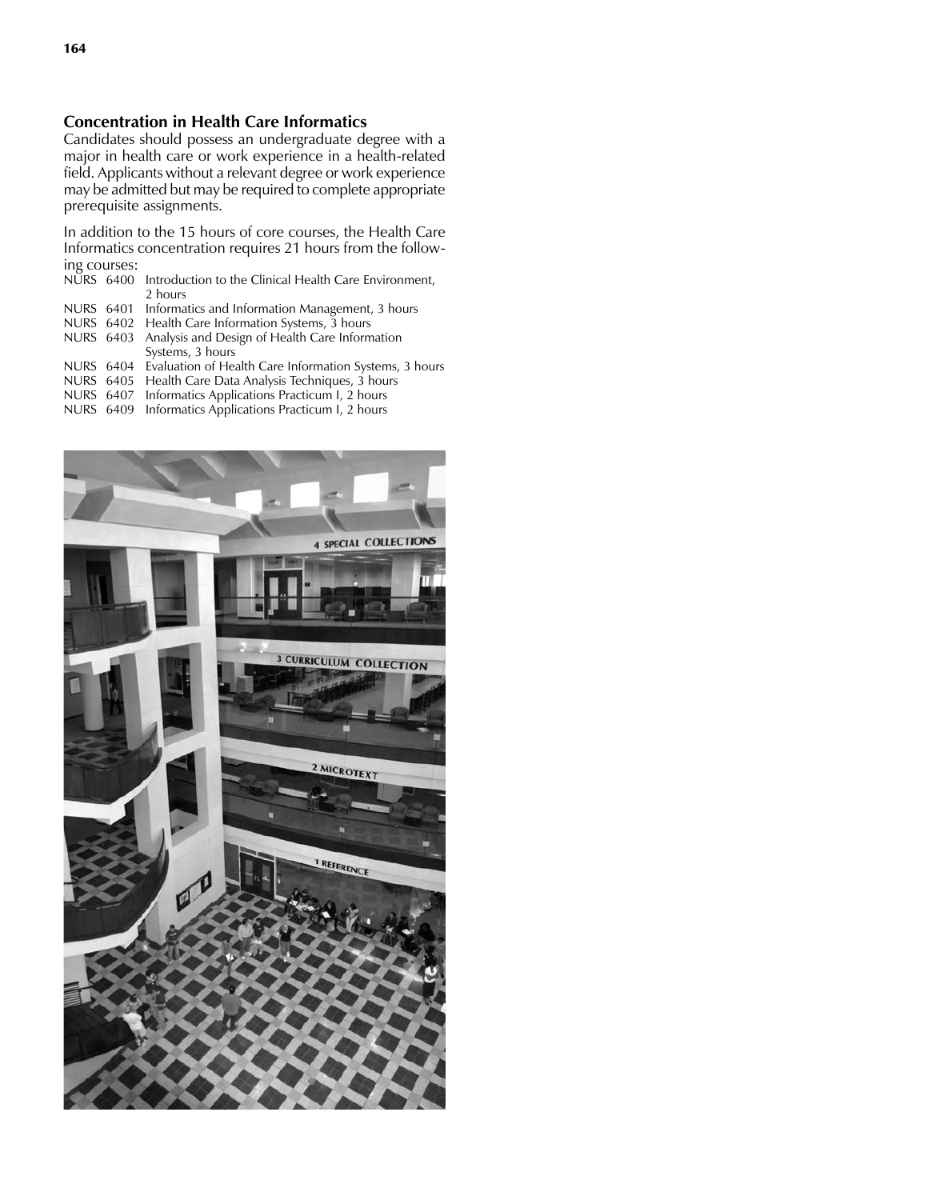## Concentration in Health Care Informatics

Candidates should possess an undergraduate degree with a major in health care or work experience in a health-related field. Applicants without a relevant degree or work experience may be admitted but may be required to complete appropriate prerequisite assignments.

In addition to the 15 hours of core courses, the Health Care Informatics concentration requires 21 hours from the following courses:

| | |
|---|---|
| NURS 6400 | Introduction to the Clinical Health Care Environment, 2 hours |
| NURS 6401 | Informatics and Information Management, 3 hours |
| NURS 6402 | Health Care Information Systems, 3 hours |
| NURS 6403 | Analysis and Design of Health Care Information Systems, 3 hours |
| NURS 6404 | Evaluation of Health Care Information Systems, 3 hours |
| NURS 6405 | Health Care Data Analysis Techniques, 3 hours |
| NURS 6407 | Informatics Applications Practicum I, 2 hours |
| NURS 6409 | Informatics Applications Practicum I, 2 hours |